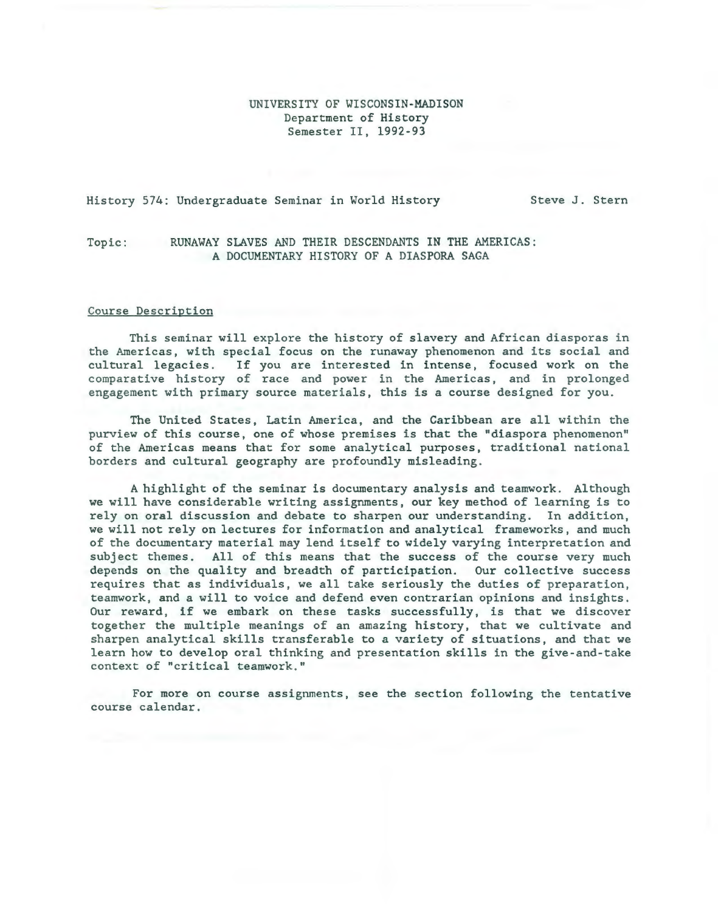UNIVERSITY OF WISCONSIN-MADISON
Department of History
Semester II, 1992-93

History 574: Undergraduate Seminar in World History — Steve J. Stern

Topic: RUNAWAY SLAVES AND THEIR DESCENDANTS IN THE AMERICAS: A DOCUMENTARY HISTORY OF A DIASPORA SAGA

## Course Description

This seminar will explore the history of slavery and African diasporas in the Americas, with special focus on the runaway phenomenon and its social and cultural legacies. If you are interested in intense, focused work on the comparative history of race and power in the Americas, and in prolonged engagement with primary source materials, this is a course designed for you.

The United States, Latin America, and the Caribbean are all within the purview of this course, one of whose premises is that the "diaspora phenomenon" of the Americas means that for some analytical purposes, traditional national borders and cultural geography are profoundly misleading.

A highlight of the seminar is documentary analysis and teamwork. Although we will have considerable writing assignments, our key method of learning is to rely on oral discussion and debate to sharpen our understanding. In addition, we will not rely on lectures for information and analytical frameworks, and much of the documentary material may lend itself to widely varying interpretation and subject themes. All of this means that the success of the course very much depends on the quality and breadth of participation. Our collective success requires that as individuals, we all take seriously the duties of preparation, teamwork, and a will to voice and defend even contrarian opinions and insights. Our reward, if we embark on these tasks successfully, is that we discover together the multiple meanings of an amazing history, that we cultivate and sharpen analytical skills transferable to a variety of situations, and that we learn how to develop oral thinking and presentation skills in the give-and-take context of "critical teamwork."

For more on course assignments, see the section following the tentative course calendar.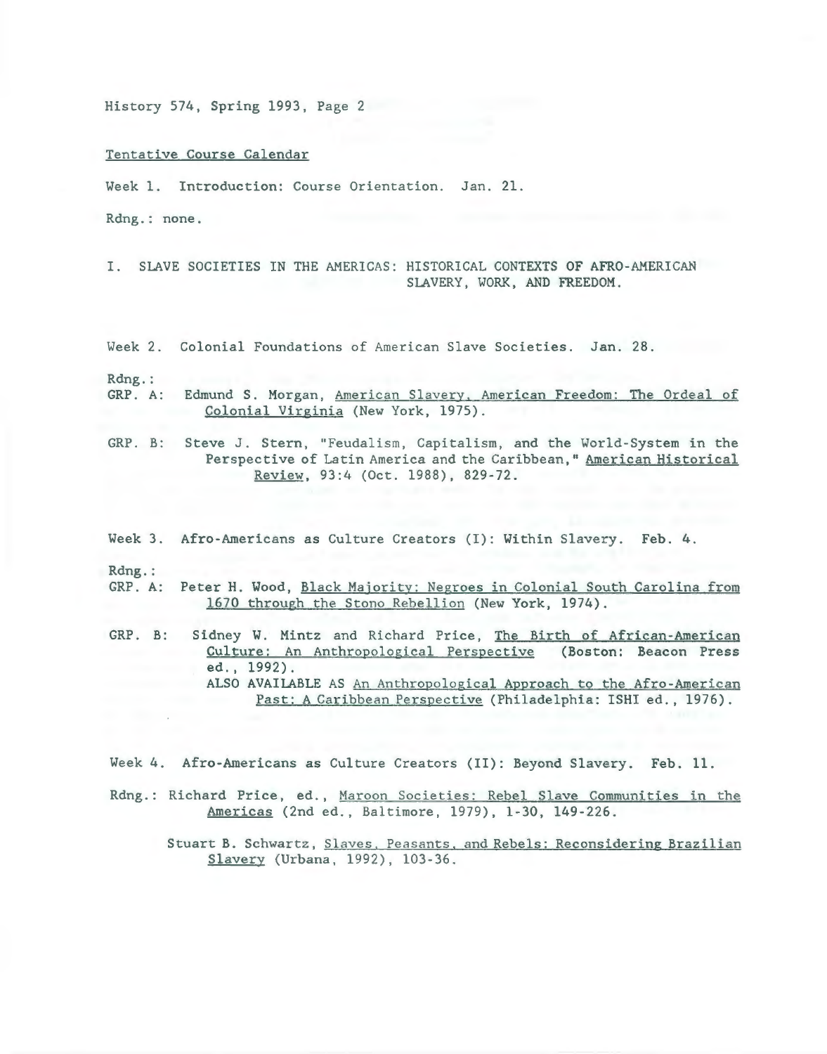Tentative Course Calendar

Week 1. Introduction: Course Orientation. Jan. 21.

Rdng.: none.

## I. SLAVE SOCIETIES IN THE AMERICAS: HISTORICAL CONTEXTS OF AFRO-AMERICAN SLAVERY, WORK, AND FREEDOM.

Week 2. Colonial Foundations of American Slave Societies. Jan. 28.

Rdng.:

GRP. A: Edmund S. Morgan, American Slavery, American Freedom: The Ordeal of Colonial Virginia (New York, 1975).

GRP. B: Steve J. Stern, "Feudalism, Capitalism, and the World-System in the Perspective of Latin America and the Caribbean," American Historical Review, 93:4 (Oct. 1988), 829-72.

Week 3. Afro-Americans as Culture Creators (I): Within Slavery. Feb. 4.

Rdng.:

GRP. A: Peter H. Wood, Black Majority: Negroes in Colonial South Carolina from 1670 through the Stono Rebellion (New York, 1974).

GRP. B: Sidney W. Mintz and Richard Price, The Birth of African-American Culture: An Anthropological Perspective (Boston: Beacon Press ed., 1992).
ALSO AVAILABLE AS An Anthropological Approach to the Afro-American Past: A Caribbean Perspective (Philadelphia: ISHI ed., 1976).

Week 4. Afro-Americans as Culture Creators (II): Beyond Slavery. Feb. 11.

Rdng.: Richard Price, ed., Maroon Societies: Rebel Slave Communities in the Americas (2nd ed., Baltimore, 1979), 1-30, 149-226.

Stuart B. Schwartz, Slaves, Peasants, and Rebels: Reconsidering Brazilian Slavery (Urbana, 1992), 103-36.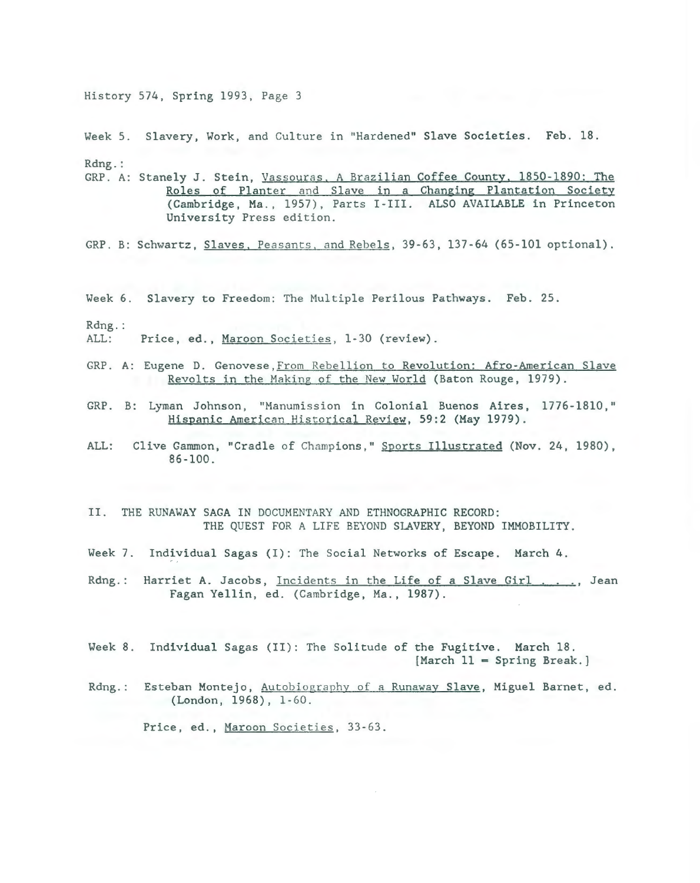Week 5. Slavery, Work, and Culture in "Hardened" Slave Societies. Feb. 18.

Rdng.:

GRP. A: Stanely J. Stein, Vassouras, A Brazilian Coffee County, 1850-1890: The Roles of Planter and Slave in a Changing Plantation Society (Cambridge, Ma., 1957), Parts I-III. ALSO AVAILABLE in Princeton University Press edition.

GRP. B: Schwartz, Slaves, Peasants, and Rebels, 39-63, 137-64 (65-101 optional).

Week 6. Slavery to Freedom: The Multiple Perilous Pathways. Feb. 25.

Rdng.:

ALL: Price, ed., Maroon Societies, 1-30 (review).

GRP. A: Eugene D. Genovese, From Rebellion to Revolution: Afro-American Slave Revolts in the Making of the New World (Baton Rouge, 1979).

GRP. B: Lyman Johnson, "Manumission in Colonial Buenos Aires, 1776-1810," Hispanic American Historical Review, 59:2 (May 1979).

ALL: Clive Gammon, "Cradle of Champions," Sports Illustrated (Nov. 24, 1980), 86-100.

## II. THE RUNAWAY SAGA IN DOCUMENTARY AND ETHNOGRAPHIC RECORD: THE QUEST FOR A LIFE BEYOND SLAVERY, BEYOND IMMOBILITY.

Week 7. Individual Sagas (I): The Social Networks of Escape. March 4.

Rdng.: Harriet A. Jacobs, Incidents in the Life of a Slave Girl . . ., Jean Fagan Yellin, ed. (Cambridge, Ma., 1987).

Week 8. Individual Sagas (II): The Solitude of the Fugitive. March 18. [March 11 = Spring Break.]

Rdng.: Esteban Montejo, Autobiography of a Runaway Slave, Miguel Barnet, ed. (London, 1968), 1-60.

Price, ed., Maroon Societies, 33-63.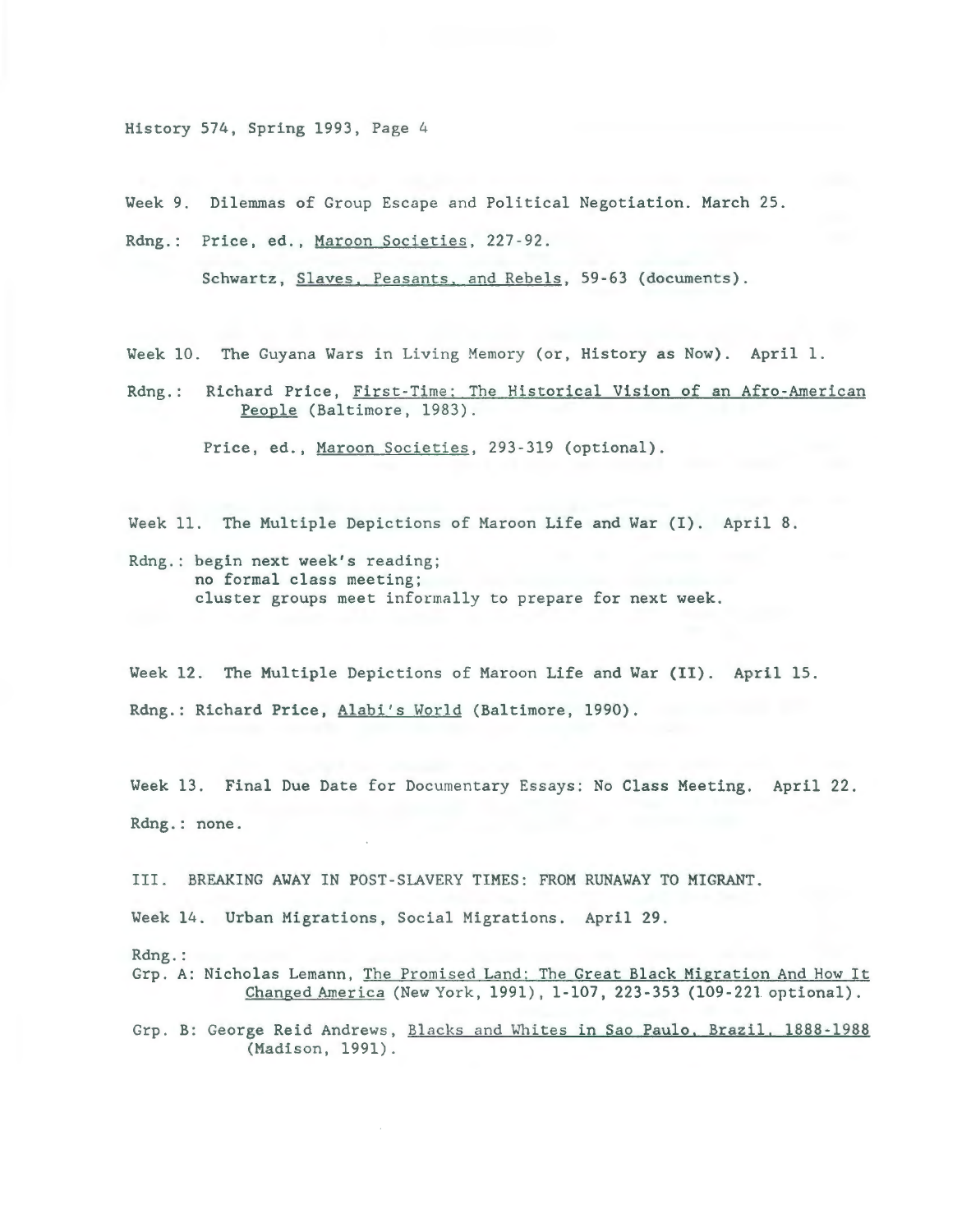Week 9. Dilemmas of Group Escape and Political Negotiation. March 25.

Rdng.: Price, ed., Maroon Societies, 227-92.

Schwartz, Slaves, Peasants, and Rebels, 59-63 (documents).

Week 10. The Guyana Wars in Living Memory (or, History as Now). April 1.

Rdng.: Richard Price, First-Time: The Historical Vision of an Afro-American People (Baltimore, 1983).

Price, ed., Maroon Societies, 293-319 (optional).

Week 11. The Multiple Depictions of Maroon Life and War (I). April 8.

Rdng.: begin next week's reading;
no formal class meeting;
cluster groups meet informally to prepare for next week.

Week 12. The Multiple Depictions of Maroon Life and War (II). April 15.

Rdng.: Richard Price, Alabi's World (Baltimore, 1990).

Week 13. Final Due Date for Documentary Essays: No Class Meeting. April 22.

Rdng.: none.

III. BREAKING AWAY IN POST-SLAVERY TIMES: FROM RUNAWAY TO MIGRANT.

Week 14. Urban Migrations, Social Migrations. April 29.

Rdng.:

Grp. A: Nicholas Lemann, The Promised Land: The Great Black Migration And How It Changed America (New York, 1991), 1-107, 223-353 (109-221 optional).

Grp. B: George Reid Andrews, Blacks and Whites in Sao Paulo, Brazil, 1888-1988 (Madison, 1991).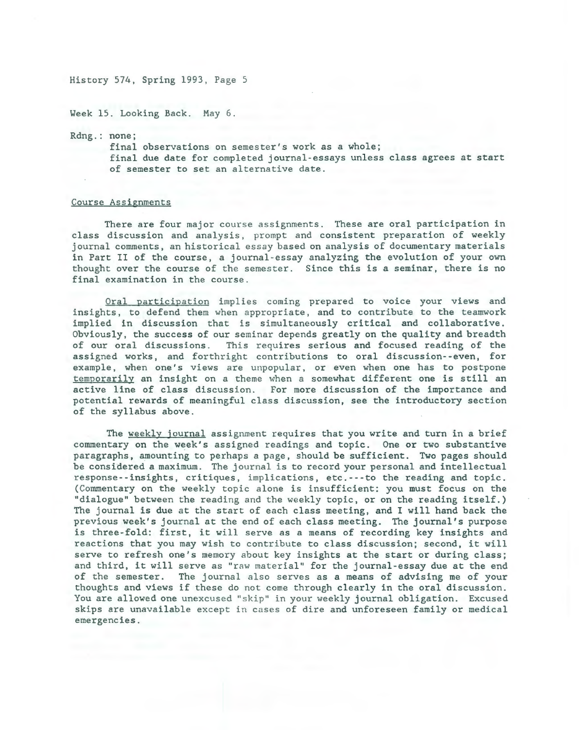Week 15. Looking Back. May 6.

Rdng.: none;
final observations on semester's work as a whole;
final due date for completed journal-essays unless class agrees at start of semester to set an alternative date.

Course Assignments

There are four major course assignments. These are oral participation in class discussion and analysis, prompt and consistent preparation of weekly journal comments, an historical essay based on analysis of documentary materials in Part II of the course, a journal-essay analyzing the evolution of your own thought over the course of the semester. Since this is a seminar, there is no final examination in the course.

Oral participation implies coming prepared to voice your views and insights, to defend them when appropriate, and to contribute to the teamwork implied in discussion that is simultaneously critical and collaborative. Obviously, the success of our seminar depends greatly on the quality and breadth of our oral discussions. This requires serious and focused reading of the assigned works, and forthright contributions to oral discussion--even, for example, when one's views are unpopular, or even when one has to postpone temporarily an insight on a theme when a somewhat different one is still an active line of class discussion. For more discussion of the importance and potential rewards of meaningful class discussion, see the introductory section of the syllabus above.

The weekly journal assignment requires that you write and turn in a brief commentary on the week's assigned readings and topic. One or two substantive paragraphs, amounting to perhaps a page, should be sufficient. Two pages should be considered a maximum. The journal is to record your personal and intellectual response--insights, critiques, implications, etc.---to the reading and topic. (Commentary on the weekly topic alone is insufficient: you must focus on the "dialogue" between the reading and the weekly topic, or on the reading itself.) The journal is due at the start of each class meeting, and I will hand back the previous week's journal at the end of each class meeting. The journal's purpose is three-fold: first, it will serve as a means of recording key insights and reactions that you may wish to contribute to class discussion; second, it will serve to refresh one's memory about key insights at the start or during class; and third, it will serve as "raw material" for the journal-essay due at the end of the semester. The journal also serves as a means of advising me of your thoughts and views if these do not come through clearly in the oral discussion. You are allowed one unexcused "skip" in your weekly journal obligation. Excused skips are unavailable except in cases of dire and unforeseen family or medical emergencies.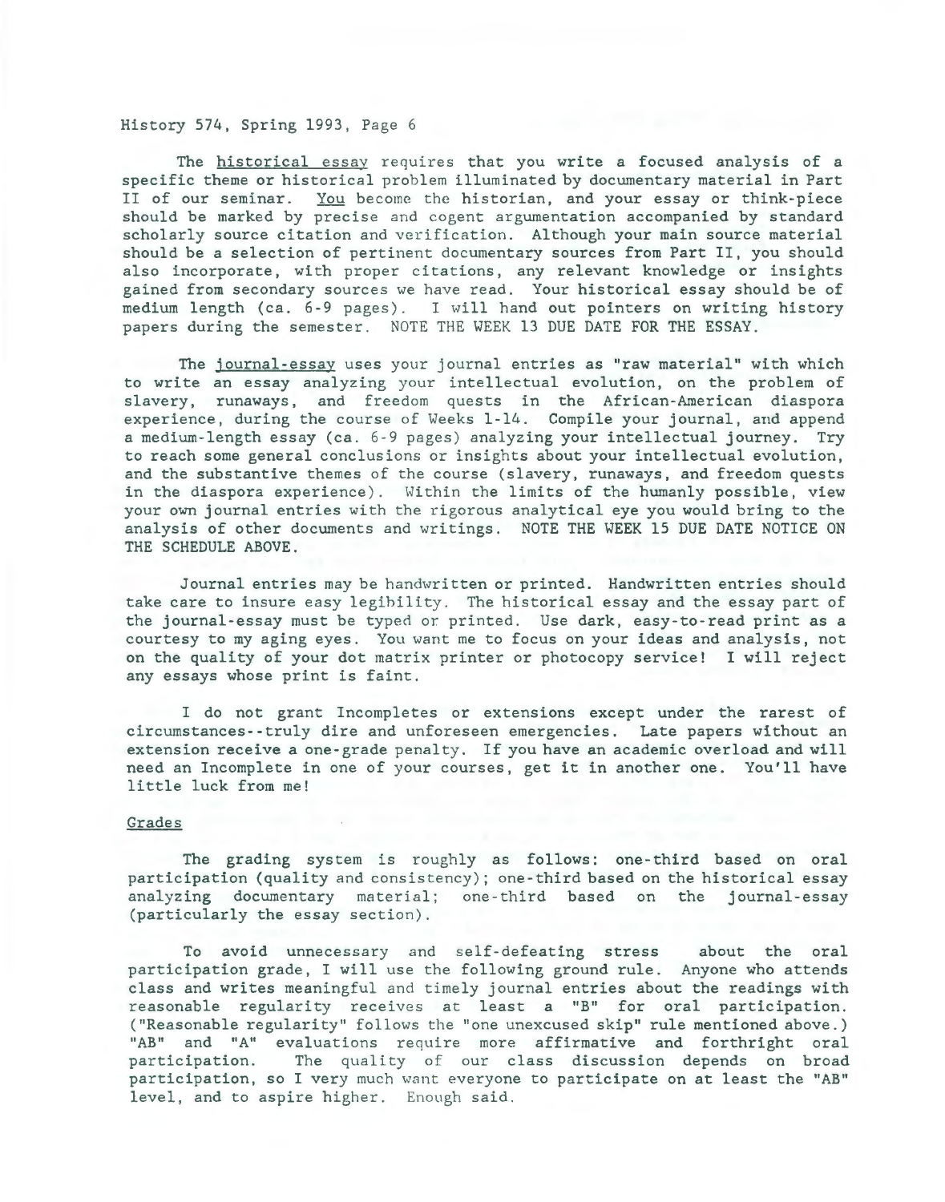The historical essay requires that you write a focused analysis of a specific theme or historical problem illuminated by documentary material in Part II of our seminar. You become the historian, and your essay or think-piece should be marked by precise and cogent argumentation accompanied by standard scholarly source citation and verification. Although your main source material should be a selection of pertinent documentary sources from Part II, you should also incorporate, with proper citations, any relevant knowledge or insights gained from secondary sources we have read. Your historical essay should be of medium length (ca. 6-9 pages). I will hand out pointers on writing history papers during the semester. NOTE THE WEEK 13 DUE DATE FOR THE ESSAY.

The journal-essay uses your journal entries as "raw material" with which to write an essay analyzing your intellectual evolution, on the problem of slavery, runaways, and freedom quests in the African-American diaspora experience, during the course of Weeks 1-14. Compile your journal, and append a medium-length essay (ca. 6-9 pages) analyzing your intellectual journey. Try to reach some general conclusions or insights about your intellectual evolution, and the substantive themes of the course (slavery, runaways, and freedom quests in the diaspora experience). Within the limits of the humanly possible, view your own journal entries with the rigorous analytical eye you would bring to the analysis of other documents and writings. NOTE THE WEEK 15 DUE DATE NOTICE ON THE SCHEDULE ABOVE.

Journal entries may be handwritten or printed. Handwritten entries should take care to insure easy legibility. The historical essay and the essay part of the journal-essay must be typed or printed. Use dark, easy-to-read print as a courtesy to my aging eyes. You want me to focus on your ideas and analysis, not on the quality of your dot matrix printer or photocopy service! I will reject any essays whose print is faint.

I do not grant Incompletes or extensions except under the rarest of circumstances--truly dire and unforeseen emergencies. Late papers without an extension receive a one-grade penalty. If you have an academic overload and will need an Incomplete in one of your courses, get it in another one. You'll have little luck from me!

## Grades

The grading system is roughly as follows: one-third based on oral participation (quality and consistency); one-third based on the historical essay analyzing documentary material; one-third based on the journal-essay (particularly the essay section).

To avoid unnecessary and self-defeating stress about the oral participation grade, I will use the following ground rule. Anyone who attends class and writes meaningful and timely journal entries about the readings with reasonable regularity receives at least a "B" for oral participation. ("Reasonable regularity" follows the "one unexcused skip" rule mentioned above.) "AB" and "A" evaluations require more affirmative and forthright oral participation. The quality of our class discussion depends on broad participation, so I very much want everyone to participate on at least the "AB" level, and to aspire higher. Enough said.